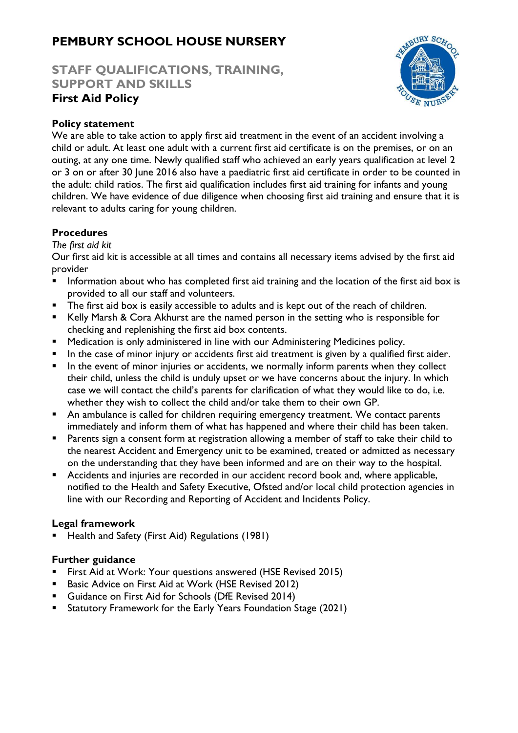# PEMBURY SCHOOL HOUSE NURSERY

## STAFF QUALIFICATIONS, TRAINING, SUPPORT AND SKILLS

## First Aid Policy

### Policy statement

We are able to take action to apply first aid treatment in the event of an accident involving a child or adult. At least one adult with a current first aid certificate is on the premises, or on an outing, at any one time. Newly qualified staff who achieved an early years qualification at level 2 or 3 on or after 30 June 2016 also have a paediatric first aid certificate in order to be counted in the adult: child ratios. The first aid qualification includes first aid training for infants and young children. We have evidence of due diligence when choosing first aid training and ensure that it is relevant to adults caring for young children.

### Procedures

*The first aid kit*

Our first aid kit is accessible at all times and contains all necessary items advised by the first aid provider

- Information about who has completed first aid training and the location of the first aid box is provided to all our staff and volunteers.
- The first aid box is easily accessible to adults and is kept out of the reach of children.
- Kelly Marsh & Cora Akhurst are the named person in the setting who is responsible for checking and replenishing the first aid box contents.
- Medication is only administered in line with our Administering Medicines policy.
- In the case of minor injury or accidents first aid treatment is given by a qualified first aider.
- In the event of minor injuries or accidents, we normally inform parents when they collect their child, unless the child is unduly upset or we have concerns about the injury. In which case we will contact the child's parents for clarification of what they would like to do, i.e. whether they wish to collect the child and/or take them to their own GP.
- An ambulance is called for children requiring emergency treatment. We contact parents immediately and inform them of what has happened and where their child has been taken.
- Parents sign a consent form at registration allowing a member of staff to take their child to the nearest Accident and Emergency unit to be examined, treated or admitted as necessary on the understanding that they have been informed and are on their way to the hospital.
- Accidents and injuries are recorded in our accident record book and, where applicable, notified to the Health and Safety Executive, Ofsted and/or local child protection agencies in line with our Recording and Reporting of Accident and Incidents Policy.

### Legal framework

- Health and Safety (First Aid) Regulations (1981)

### Further guidance

- First Aid at Work: Your questions answered (HSE Revised 2015)
- Basic Advice on First Aid at Work (HSE Revised 2012)
- Guidance on First Aid for Schools (DfE Revised 2014)
- Statutory Framework for the Early Years Foundation Stage (2021)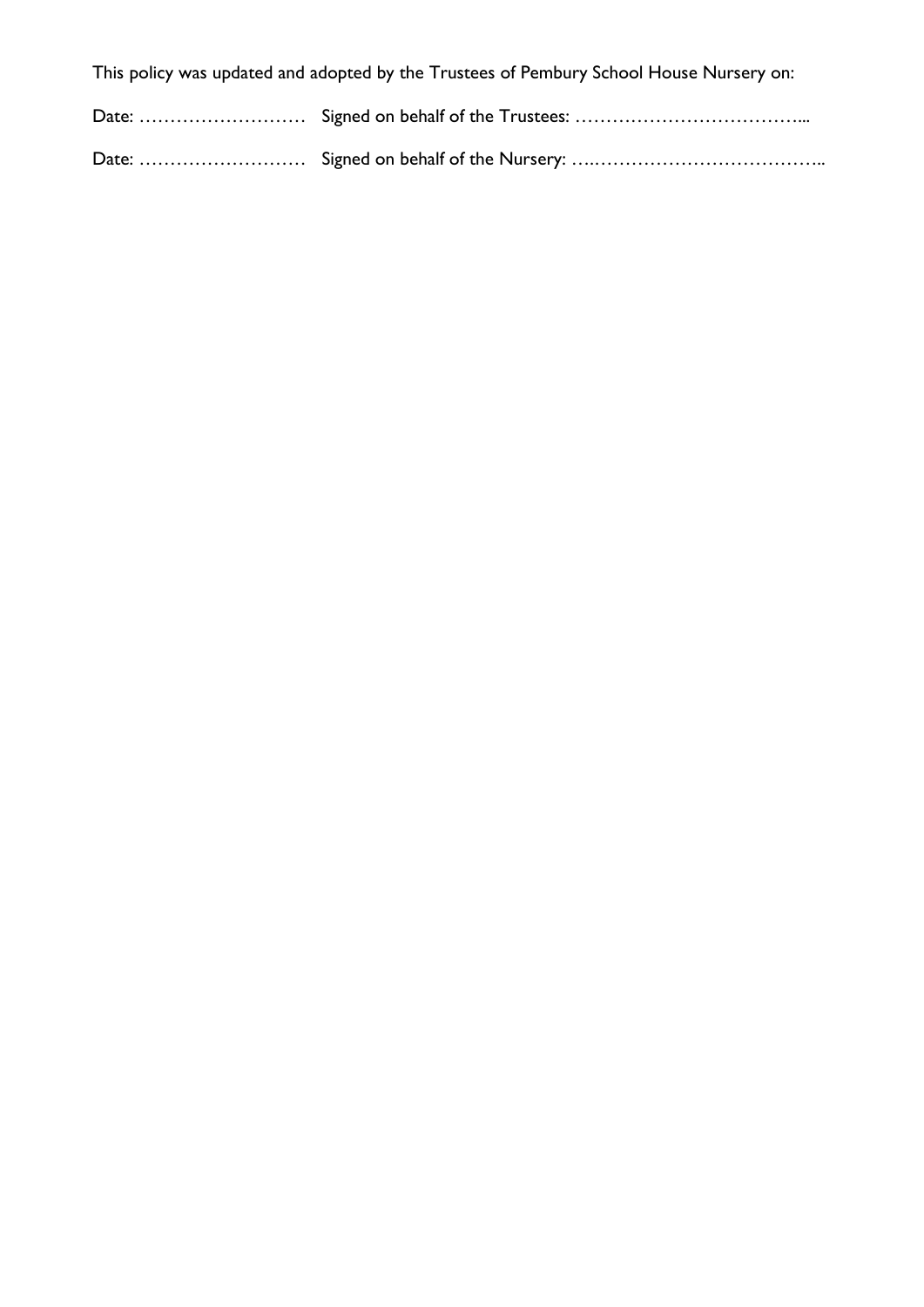This policy was updated and adopted by the Trustees of Pembury School House Nursery on:

Date: ……………………… Signed on behalf of the Trustees: ………………………………...

Date: ……………………… Signed on behalf of the Nursery: ….………………………………..